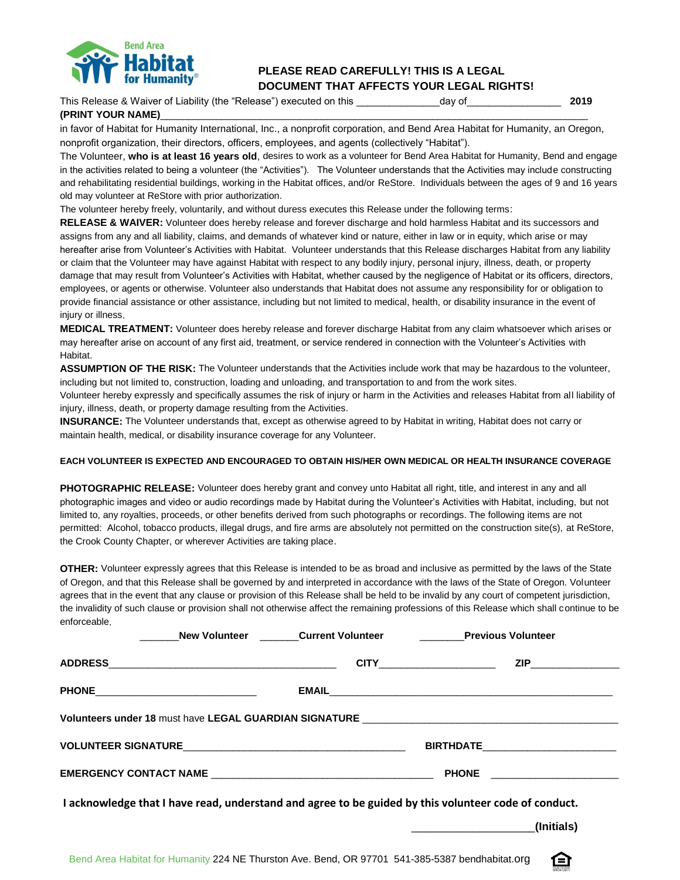Bend Area Habitat for Humanity®

**PLEASE READ CAREFULLY! THIS IS A LEGAL DOCUMENT THAT AFFECTS YOUR LEGAL RIGHTS!**

This Release & Waiver of Liability (the "Release") executed on this ______________day of________________ **2019**
**(PRINT YOUR NAME)**________________________________________________________________________________

in favor of Habitat for Humanity International, Inc., a nonprofit corporation, and Bend Area Habitat for Humanity, an Oregon, nonprofit organization, their directors, officers, employees, and agents (collectively "Habitat").

The Volunteer, **who is at least 16 years old**, desires to work as a volunteer for Bend Area Habitat for Humanity, Bend and engage in the activities related to being a volunteer (the "Activities"). The Volunteer understands that the Activities may include constructing and rehabilitating residential buildings, working in the Habitat offices, and/or ReStore. Individuals between the ages of 9 and 16 years old may volunteer at ReStore with prior authorization.

The volunteer hereby freely, voluntarily, and without duress executes this Release under the following terms:

**RELEASE & WAIVER:** Volunteer does hereby release and forever discharge and hold harmless Habitat and its successors and assigns from any and all liability, claims, and demands of whatever kind or nature, either in law or in equity, which arise or may hereafter arise from Volunteer's Activities with Habitat. Volunteer understands that this Release discharges Habitat from any liability or claim that the Volunteer may have against Habitat with respect to any bodily injury, personal injury, illness, death, or property damage that may result from Volunteer's Activities with Habitat, whether caused by the negligence of Habitat or its officers, directors, employees, or agents or otherwise. Volunteer also understands that Habitat does not assume any responsibility for or obligation to provide financial assistance or other assistance, including but not limited to medical, health, or disability insurance in the event of injury or illness.

**MEDICAL TREATMENT:** Volunteer does hereby release and forever discharge Habitat from any claim whatsoever which arises or may hereafter arise on account of any first aid, treatment, or service rendered in connection with the Volunteer's Activities with Habitat.

**ASSUMPTION OF THE RISK:** The Volunteer understands that the Activities include work that may be hazardous to the volunteer, including but not limited to, construction, loading and unloading, and transportation to and from the work sites.

Volunteer hereby expressly and specifically assumes the risk of injury or harm in the Activities and releases Habitat from all liability of injury, illness, death, or property damage resulting from the Activities.

**INSURANCE:** The Volunteer understands that, except as otherwise agreed to by Habitat in writing, Habitat does not carry or maintain health, medical, or disability insurance coverage for any Volunteer.

**EACH VOLUNTEER IS EXPECTED AND ENCOURAGED TO OBTAIN HIS/HER OWN MEDICAL OR HEALTH INSURANCE COVERAGE**

**PHOTOGRAPHIC RELEASE:** Volunteer does hereby grant and convey unto Habitat all right, title, and interest in any and all photographic images and video or audio recordings made by Habitat during the Volunteer's Activities with Habitat, including, but not limited to, any royalties, proceeds, or other benefits derived from such photographs or recordings. The following items are not permitted: Alcohol, tobacco products, illegal drugs, and fire arms are absolutely not permitted on the construction site(s), at ReStore, the Crook County Chapter, or wherever Activities are taking place.

**OTHER:** Volunteer expressly agrees that this Release is intended to be as broad and inclusive as permitted by the laws of the State of Oregon, and that this Release shall be governed by and interpreted in accordance with the laws of the State of Oregon. Volunteer agrees that in the event that any clause or provision of this Release shall be held to be invalid by any court of competent jurisdiction, the invalidity of such clause or provision shall not otherwise affect the remaining professions of this Release which shall continue to be enforceable.

_______**New Volunteer** _______**Current Volunteer** _______**Previous Volunteer**

**ADDRESS**________________________________________ **CITY**____________________ **ZIP**_______________

**PHONE**_____________________________ **EMAIL**__________________________________________________

**Volunteers under 18** must have **LEGAL GUARDIAN SIGNATURE** _____________________________________________

**VOLUNTEER SIGNATURE**_______________________________________ **BIRTHDATE**_______________________

**EMERGENCY CONTACT NAME** _______________________________________ **PHONE** ______________________

**I acknowledge that I have read, understand and agree to be guided by this volunteer code of conduct.**

____________________**(Initials)**

Bend Area Habitat for Humanity 224 NE Thurston Ave. Bend, OR 97701 541-385-5387 bendhabitat.org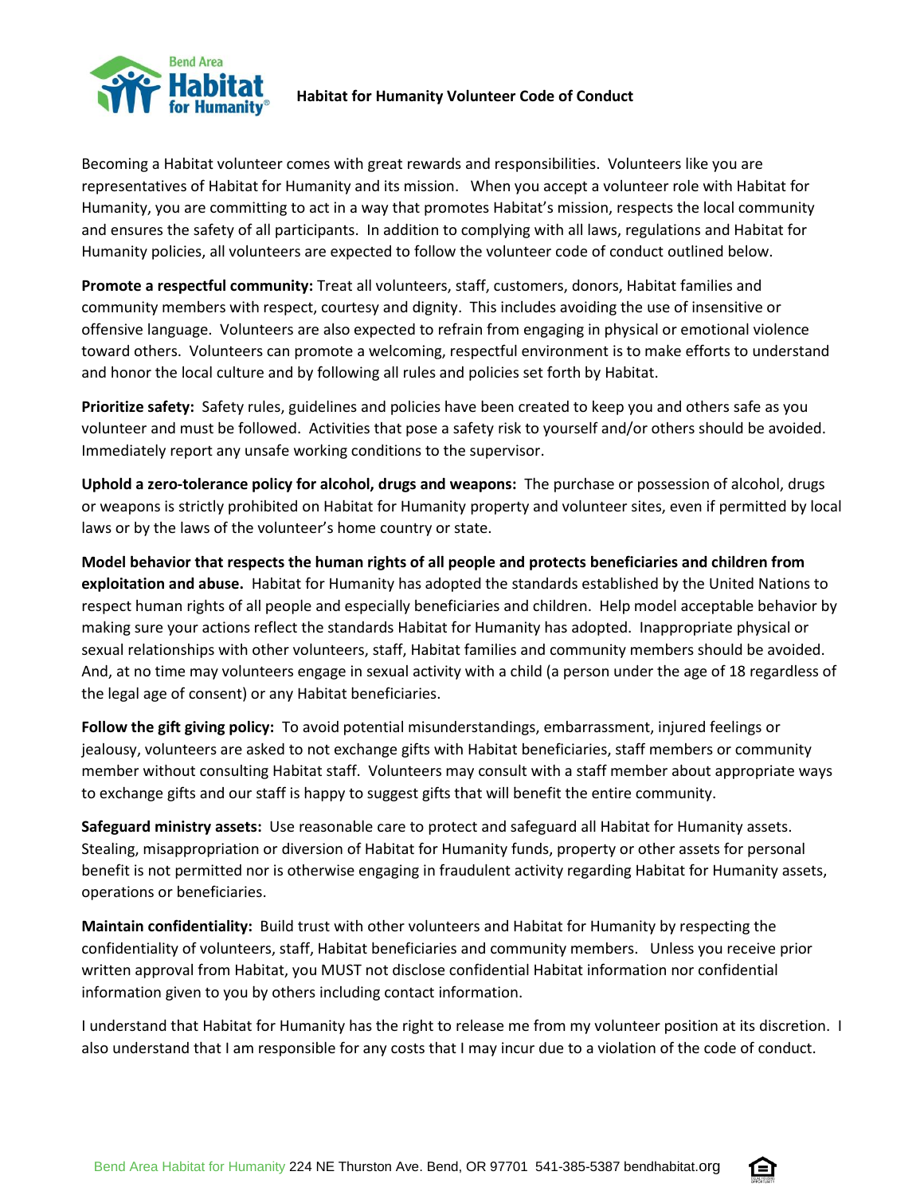Bend Area Habitat for Humanity

# Habitat for Humanity Volunteer Code of Conduct

Becoming a Habitat volunteer comes with great rewards and responsibilities. Volunteers like you are representatives of Habitat for Humanity and its mission. When you accept a volunteer role with Habitat for Humanity, you are committing to act in a way that promotes Habitat's mission, respects the local community and ensures the safety of all participants. In addition to complying with all laws, regulations and Habitat for Humanity policies, all volunteers are expected to follow the volunteer code of conduct outlined below.

**Promote a respectful community:** Treat all volunteers, staff, customers, donors, Habitat families and community members with respect, courtesy and dignity. This includes avoiding the use of insensitive or offensive language. Volunteers are also expected to refrain from engaging in physical or emotional violence toward others. Volunteers can promote a welcoming, respectful environment is to make efforts to understand and honor the local culture and by following all rules and policies set forth by Habitat.

**Prioritize safety:** Safety rules, guidelines and policies have been created to keep you and others safe as you volunteer and must be followed. Activities that pose a safety risk to yourself and/or others should be avoided. Immediately report any unsafe working conditions to the supervisor.

**Uphold a zero-tolerance policy for alcohol, drugs and weapons:** The purchase or possession of alcohol, drugs or weapons is strictly prohibited on Habitat for Humanity property and volunteer sites, even if permitted by local laws or by the laws of the volunteer's home country or state.

**Model behavior that respects the human rights of all people and protects beneficiaries and children from exploitation and abuse.** Habitat for Humanity has adopted the standards established by the United Nations to respect human rights of all people and especially beneficiaries and children. Help model acceptable behavior by making sure your actions reflect the standards Habitat for Humanity has adopted. Inappropriate physical or sexual relationships with other volunteers, staff, Habitat families and community members should be avoided. And, at no time may volunteers engage in sexual activity with a child (a person under the age of 18 regardless of the legal age of consent) or any Habitat beneficiaries.

**Follow the gift giving policy:** To avoid potential misunderstandings, embarrassment, injured feelings or jealousy, volunteers are asked to not exchange gifts with Habitat beneficiaries, staff members or community member without consulting Habitat staff. Volunteers may consult with a staff member about appropriate ways to exchange gifts and our staff is happy to suggest gifts that will benefit the entire community.

**Safeguard ministry assets:** Use reasonable care to protect and safeguard all Habitat for Humanity assets. Stealing, misappropriation or diversion of Habitat for Humanity funds, property or other assets for personal benefit is not permitted nor is otherwise engaging in fraudulent activity regarding Habitat for Humanity assets, operations or beneficiaries.

**Maintain confidentiality:** Build trust with other volunteers and Habitat for Humanity by respecting the confidentiality of volunteers, staff, Habitat beneficiaries and community members. Unless you receive prior written approval from Habitat, you MUST not disclose confidential Habitat information nor confidential information given to you by others including contact information.

I understand that Habitat for Humanity has the right to release me from my volunteer position at its discretion. I also understand that I am responsible for any costs that I may incur due to a violation of the code of conduct.

Bend Area Habitat for Humanity 224 NE Thurston Ave. Bend, OR 97701 541-385-5387 bendhabitat.org